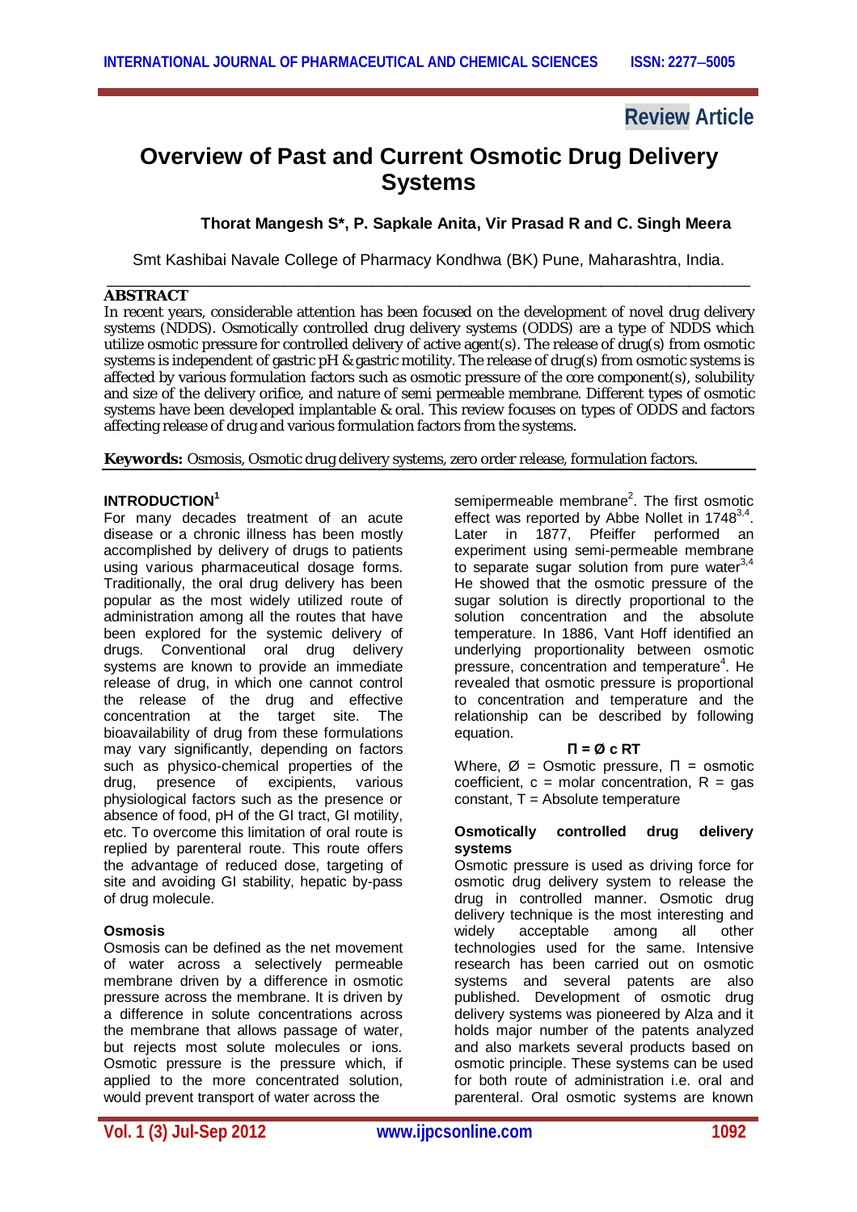Review Article

# Overview of Past and Current Osmotic Drug Delivery Systems

**Thorat Mangesh S\*, P. Sapkale Anita, Vir Prasad R and C. Singh Meera**

Smt Kashibai Navale College of Pharmacy Kondhwa (BK) Pune, Maharashtra, India.

## ABSTRACT

In recent years, considerable attention has been focused on the development of novel drug delivery systems (NDDS). Osmotically controlled drug delivery systems (ODDS) are a type of NDDS which utilize osmotic pressure for controlled delivery of active agent(s). The release of drug(s) from osmotic systems is independent of gastric pH & gastric motility. The release of drug(s) from osmotic systems is affected by various formulation factors such as osmotic pressure of the core component(s), solubility and size of the delivery orifice, and nature of semi permeable membrane. Different types of osmotic systems have been developed implantable & oral. This review focuses on types of ODDS and factors affecting release of drug and various formulation factors from the systems.

**Keywords:** Osmosis, Osmotic drug delivery systems, zero order release, formulation factors.

## INTRODUCTION[1]

For many decades treatment of an acute disease or a chronic illness has been mostly accomplished by delivery of drugs to patients using various pharmaceutical dosage forms. Traditionally, the oral drug delivery has been popular as the most widely utilized route of administration among all the routes that have been explored for the systemic delivery of drugs. Conventional oral drug delivery systems are known to provide an immediate release of drug, in which one cannot control the release of the drug and effective concentration at the target site. The bioavailability of drug from these formulations may vary significantly, depending on factors such as physico-chemical properties of the drug, presence of excipients, various physiological factors such as the presence or absence of food, pH of the GI tract, GI motility, etc. To overcome this limitation of oral route is replied by parenteral route. This route offers the advantage of reduced dose, targeting of site and avoiding GI stability, hepatic by-pass of drug molecule.

### Osmosis

Osmosis can be defined as the net movement of water across a selectively permeable membrane driven by a difference in osmotic pressure across the membrane. It is driven by a difference in solute concentrations across the membrane that allows passage of water, but rejects most solute molecules or ions. Osmotic pressure is the pressure which, if applied to the more concentrated solution, would prevent transport of water across the semipermeable membrane[2]. The first osmotic effect was reported by Abbe Nollet in 1748[3,4]. Later in 1877, Pfeiffer performed an experiment using semi-permeable membrane to separate sugar solution from pure water[3,4] He showed that the osmotic pressure of the sugar solution is directly proportional to the solution concentration and the absolute temperature. In 1886, Vant Hoff identified an underlying proportionality between osmotic pressure, concentration and temperature[4]. He revealed that osmotic pressure is proportional to concentration and temperature and the relationship can be described by following equation.

$$\Pi = \text{Ø}\ c\ RT$$

Where, Ø = Osmotic pressure, Π = osmotic coefficient, c = molar concentration, R = gas constant, T = Absolute temperature

### Osmotically controlled drug delivery systems

Osmotic pressure is used as driving force for osmotic drug delivery system to release the drug in controlled manner. Osmotic drug delivery technique is the most interesting and widely acceptable among all other technologies used for the same. Intensive research has been carried out on osmotic systems and several patents are also published. Development of osmotic drug delivery systems was pioneered by Alza and it holds major number of the patents analyzed and also markets several products based on osmotic principle. These systems can be used for both route of administration i.e. oral and parenteral. Oral osmotic systems are known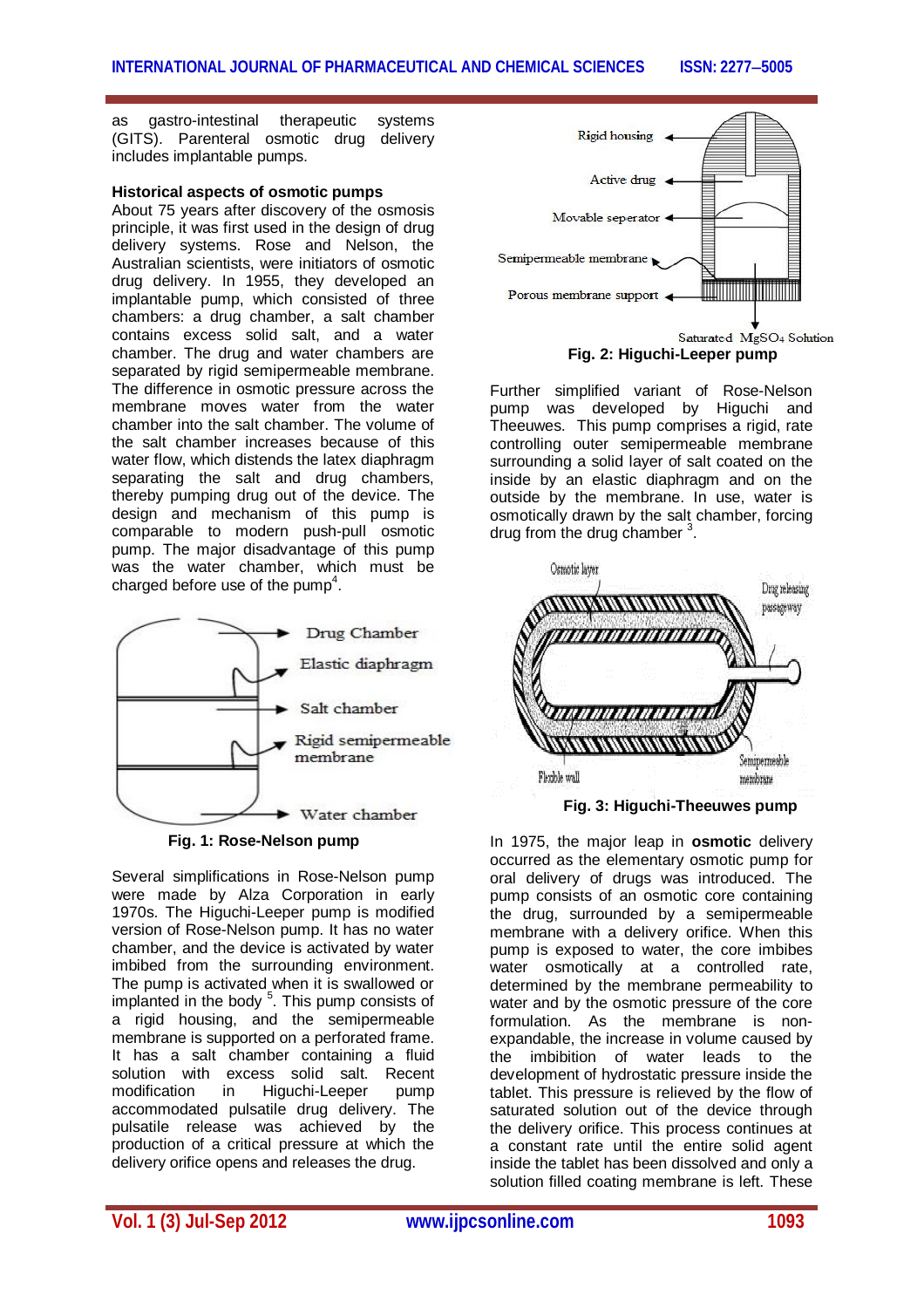as gastro-intestinal therapeutic systems (GITS). Parenteral osmotic drug delivery includes implantable pumps.

**Historical aspects of osmotic pumps**

About 75 years after discovery of the osmosis principle, it was first used in the design of drug delivery systems. Rose and Nelson, the Australian scientists, were initiators of osmotic drug delivery. In 1955, they developed an implantable pump, which consisted of three chambers: a drug chamber, a salt chamber contains excess solid salt, and a water chamber. The drug and water chambers are separated by rigid semipermeable membrane. The difference in osmotic pressure across the membrane moves water from the water chamber into the salt chamber. The volume of the salt chamber increases because of this water flow, which distends the latex diaphragm separating the salt and drug chambers, thereby pumping drug out of the device. The design and mechanism of this pump is comparable to modern push-pull osmotic pump. The major disadvantage of this pump was the water chamber, which must be charged before use of the pump[4].

**Fig. 1: Rose-Nelson pump**

Several simplifications in Rose-Nelson pump were made by Alza Corporation in early 1970s. The Higuchi-Leeper pump is modified version of Rose-Nelson pump. It has no water chamber, and the device is activated by water imbibed from the surrounding environment. The pump is activated when it is swallowed or implanted in the body [5]. This pump consists of a rigid housing, and the semipermeable membrane is supported on a perforated frame. It has a salt chamber containing a fluid solution with excess solid salt. Recent modification in Higuchi-Leeper pump accommodated pulsatile drug delivery. The pulsatile release was achieved by the production of a critical pressure at which the delivery orifice opens and releases the drug.

**Fig. 2: Higuchi-Leeper pump**

Further simplified variant of Rose-Nelson pump was developed by Higuchi and Theeuwes. This pump comprises a rigid, rate controlling outer semipermeable membrane surrounding a solid layer of salt coated on the inside by an elastic diaphragm and on the outside by the membrane. In use, water is osmotically drawn by the salt chamber, forcing drug from the drug chamber [3].

**Fig. 3: Higuchi-Theeuwes pump**

In 1975, the major leap in **osmotic** delivery occurred as the elementary osmotic pump for oral delivery of drugs was introduced. The pump consists of an osmotic core containing the drug, surrounded by a semipermeable membrane with a delivery orifice. When this pump is exposed to water, the core imbibes water osmotically at a controlled rate, determined by the membrane permeability to water and by the osmotic pressure of the core formulation. As the membrane is non-expandable, the increase in volume caused by the imbibition of water leads to the development of hydrostatic pressure inside the tablet. This pressure is relieved by the flow of saturated solution out of the device through the delivery orifice. This process continues at a constant rate until the entire solid agent inside the tablet has been dissolved and only a solution filled coating membrane is left. These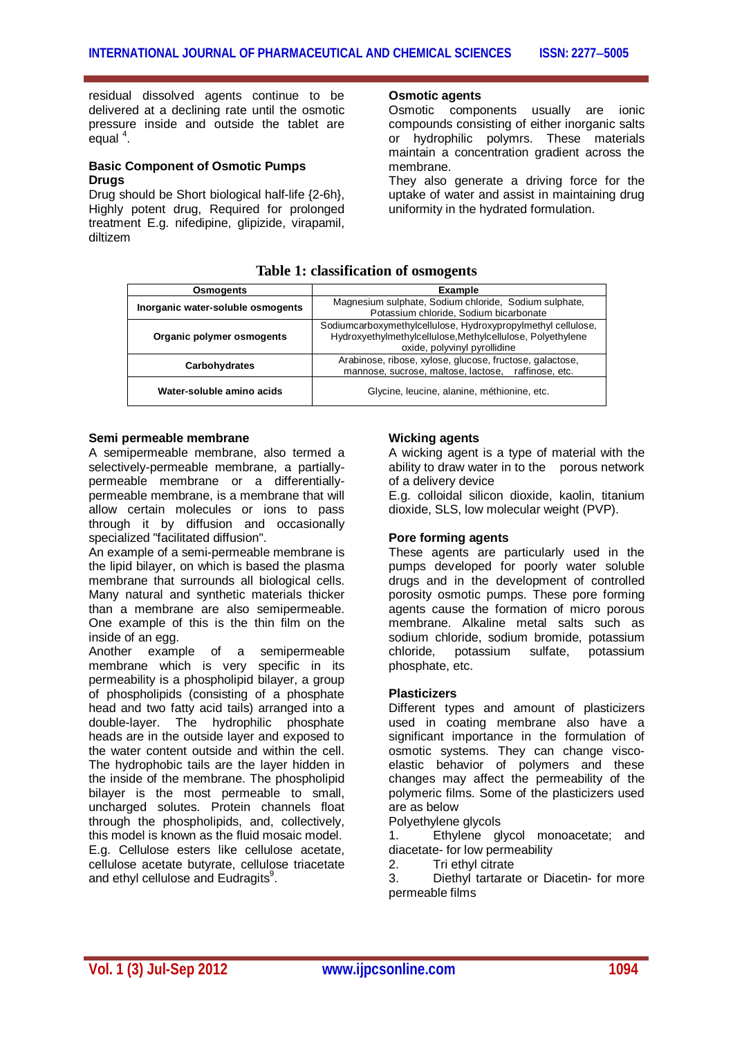residual dissolved agents continue to be delivered at a declining rate until the osmotic pressure inside and outside the tablet are equal [4].

### Basic Component of Osmotic Pumps

**Drugs**

Drug should be Short biological half-life {2-6h}, Highly potent drug, Required for prolonged treatment E.g. nifedipine, glipizide, virapamil, diltizem

**Osmotic agents**

Osmotic components usually are ionic compounds consisting of either inorganic salts or hydrophilic polymrs. These materials maintain a concentration gradient across the membrane.

They also generate a driving force for the uptake of water and assist in maintaining drug uniformity in the hydrated formulation.

**Table 1: classification of osmogents**

| Osmogents | Example |
|---|---|
| Inorganic water-soluble osmogents | Magnesium sulphate, Sodium chloride, Sodium sulphate, Potassium chloride, Sodium bicarbonate |
| Organic polymer osmogents | Sodiumcarboxymethylcellulose, Hydroxypropylmethyl cellulose, Hydroxyethylmethylcellulose,Methylcellulose, Polyethylene oxide, polyvinyl pyrollidine |
| Carbohydrates | Arabinose, ribose, xylose, glucose, fructose, galactose, mannose, sucrose, maltose, lactose, raffinose, etc. |
| Water-soluble amino acids | Glycine, leucine, alanine, méthionine, etc. |

**Semi permeable membrane**

A semipermeable membrane, also termed a selectively-permeable membrane, a partially-permeable membrane or a differentially-permeable membrane, is a membrane that will allow certain molecules or ions to pass through it by diffusion and occasionally specialized "facilitated diffusion".

An example of a semi-permeable membrane is the lipid bilayer, on which is based the plasma membrane that surrounds all biological cells. Many natural and synthetic materials thicker than a membrane are also semipermeable. One example of this is the thin film on the inside of an egg.

Another example of a semipermeable membrane which is very specific in its permeability is a phospholipid bilayer, a group of phospholipids (consisting of a phosphate head and two fatty acid tails) arranged into a double-layer. The hydrophilic phosphate heads are in the outside layer and exposed to the water content outside and within the cell. The hydrophobic tails are the layer hidden in the inside of the membrane. The phospholipid bilayer is the most permeable to small, uncharged solutes. Protein channels float through the phospholipids, and, collectively, this model is known as the fluid mosaic model.

E.g. Cellulose esters like cellulose acetate, cellulose acetate butyrate, cellulose triacetate and ethyl cellulose and Eudragits[9].

**Wicking agents**

A wicking agent is a type of material with the ability to draw water in to the porous network of a delivery device

E.g. colloidal silicon dioxide, kaolin, titanium dioxide, SLS, low molecular weight (PVP).

**Pore forming agents**

These agents are particularly used in the pumps developed for poorly water soluble drugs and in the development of controlled porosity osmotic pumps. These pore forming agents cause the formation of micro porous membrane. Alkaline metal salts such as sodium chloride, sodium bromide, potassium chloride, potassium sulfate, potassium phosphate, etc.

**Plasticizers**

Different types and amount of plasticizers used in coating membrane also have a significant importance in the formulation of osmotic systems. They can change visco-elastic behavior of polymers and these changes may affect the permeability of the polymeric films. Some of the plasticizers used are as below

Polyethylene glycols

1. Ethylene glycol monoacetate; and diacetate- for low permeability
2. Tri ethyl citrate
3. Diethyl tartarate or Diacetin- for more permeable films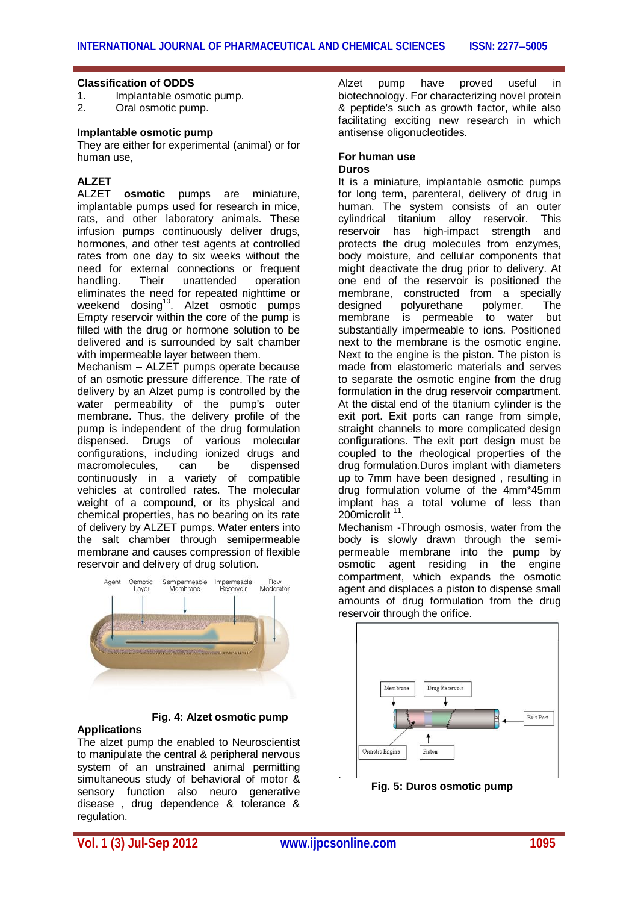## Classification of ODDS

1. Implantable osmotic pump.
2. Oral osmotic pump.

### Implantable osmotic pump

They are either for experimental (animal) or for human use,

### ALZET

ALZET **osmotic** pumps are miniature, implantable pumps used for research in mice, rats, and other laboratory animals. These infusion pumps continuously deliver drugs, hormones, and other test agents at controlled rates from one day to six weeks without the need for external connections or frequent handling. Their unattended operation eliminates the need for repeated nighttime or weekend dosing[10]. Alzet osmotic pumps Empty reservoir within the core of the pump is filled with the drug or hormone solution to be delivered and is surrounded by salt chamber with impermeable layer between them.

Mechanism – ALZET pumps operate because of an osmotic pressure difference. The rate of delivery by an Alzet pump is controlled by the water permeability of the pump's outer membrane. Thus, the delivery profile of the pump is independent of the drug formulation dispensed. Drugs of various molecular configurations, including ionized drugs and macromolecules, can be dispensed continuously in a variety of compatible vehicles at controlled rates. The molecular weight of a compound, or its physical and chemical properties, has no bearing on its rate of delivery by ALZET pumps. Water enters into the salt chamber through semipermeable membrane and causes compression of flexible reservoir and delivery of drug solution.

Agent Osmotic Layer Semipermeable Membrane Impermeable Reservoir Flow Moderator

**Fig. 4: Alzet osmotic pump**

### Applications

The alzet pump the enabled to Neuroscientist to manipulate the central & peripheral nervous system of an unstrained animal permitting simultaneous study of behavioral of motor & sensory function also neuro generative disease , drug dependence & tolerance & regulation.

Alzet pump have proved useful in biotechnology. For characterizing novel protein & peptide's such as growth factor, while also facilitating exciting new research in which antisense oligonucleotides.

### For human use

#### Duros

It is a miniature, implantable osmotic pumps for long term, parenteral, delivery of drug in human. The system consists of an outer cylindrical titanium alloy reservoir. This reservoir has high-impact strength and protects the drug molecules from enzymes, body moisture, and cellular components that might deactivate the drug prior to delivery. At one end of the reservoir is positioned the membrane, constructed from a specially designed polyurethane polymer. The membrane is permeable to water but substantially impermeable to ions. Positioned next to the membrane is the osmotic engine. Next to the engine is the piston. The piston is made from elastomeric materials and serves to separate the osmotic engine from the drug formulation in the drug reservoir compartment. At the distal end of the titanium cylinder is the exit port. Exit ports can range from simple, straight channels to more complicated design configurations. The exit port design must be coupled to the rheological properties of the drug formulation.Duros implant with diameters up to 7mm have been designed , resulting in drug formulation volume of the 4mm*45mm implant has a total volume of less than 200microlit [11].

Mechanism -Through osmosis, water from the body is slowly drawn through the semi-permeable membrane into the pump by osmotic agent residing in the engine compartment, which expands the osmotic agent and displaces a piston to dispense small amounts of drug formulation from the drug reservoir through the orifice.

Membrane Drug Reservoir Exit Port Osmotic Engine Piston

**Fig. 5: Duros osmotic pump**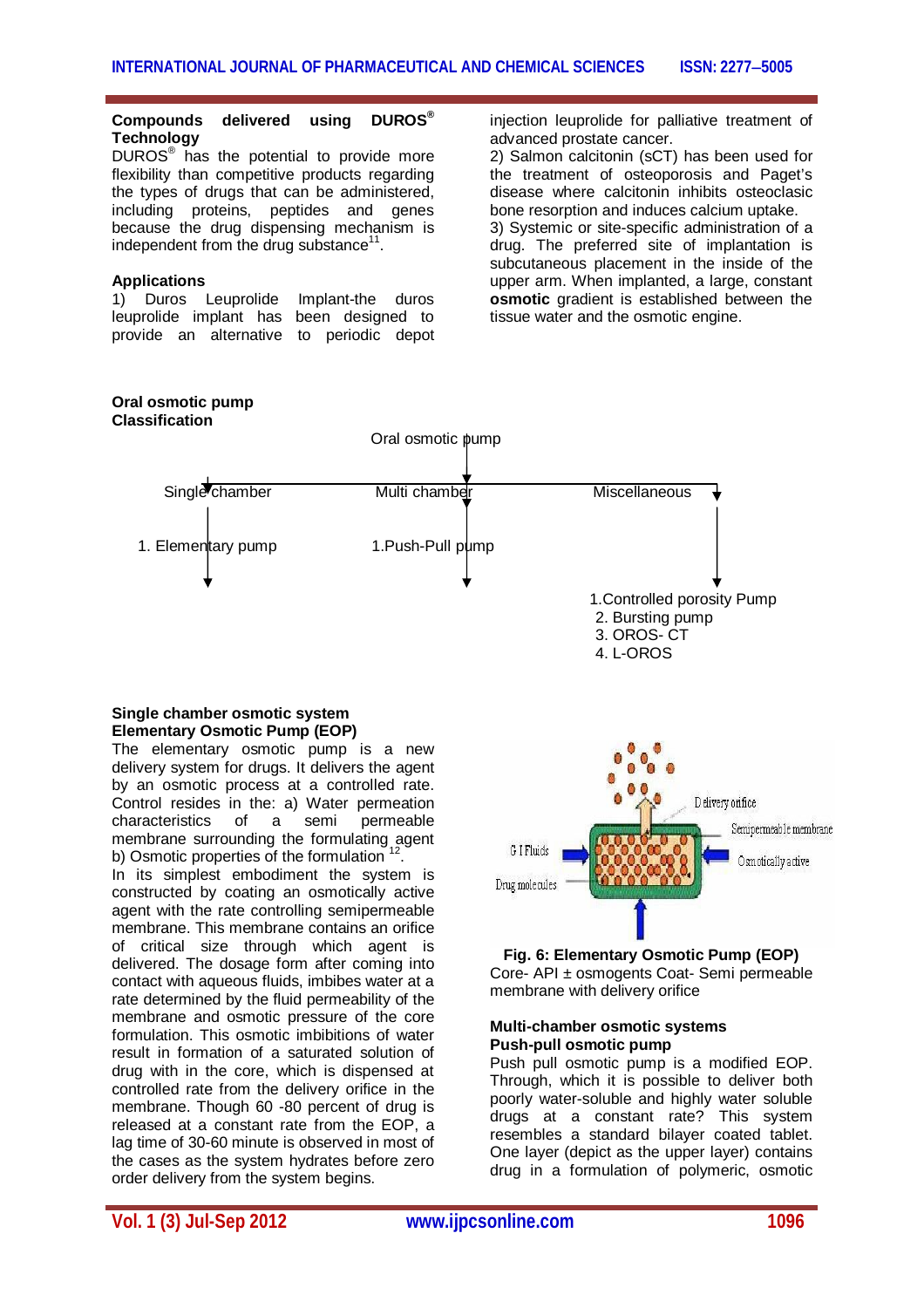**Compounds delivered using DUROS® Technology**

DUROS® has the potential to provide more flexibility than competitive products regarding the types of drugs that can be administered, including proteins, peptides and genes because the drug dispensing mechanism is independent from the drug substance[11].

**Applications**

1) Duros Leuprolide Implant-the duros leuprolide implant has been designed to provide an alternative to periodic depot injection leuprolide for palliative treatment of advanced prostate cancer.

2) Salmon calcitonin (sCT) has been used for the treatment of osteoporosis and Paget's disease where calcitonin inhibits osteoclasic bone resorption and induces calcium uptake.

3) Systemic or site-specific administration of a drug. The preferred site of implantation is subcutaneous placement in the inside of the upper arm. When implanted, a large, constant **osmotic** gradient is established between the tissue water and the osmotic engine.

**Oral osmotic pump**
**Classification**

Oral osmotic pump

- Single chamber
  - 1. Elementary pump
- Multi chamber
  - 1. Push-Pull pump
- Miscellaneous
  - 1. Controlled porosity Pump
  - 2. Bursting pump
  - 3. OROS- CT
  - 4. L-OROS

**Single chamber osmotic system**
**Elementary Osmotic Pump (EOP)**

The elementary osmotic pump is a new delivery system for drugs. It delivers the agent by an osmotic process at a controlled rate. Control resides in the: a) Water permeation characteristics of a semi permeable membrane surrounding the formulating agent b) Osmotic properties of the formulation[12].

In its simplest embodiment the system is constructed by coating an osmotically active agent with the rate controlling semipermeable membrane. This membrane contains an orifice of critical size through which agent is delivered. The dosage form after coming into contact with aqueous fluids, imbibes water at a rate determined by the fluid permeability of the membrane and osmotic pressure of the core formulation. This osmotic imbibitions of water result in formation of a saturated solution of drug with in the core, which is dispensed at controlled rate from the delivery orifice in the membrane. Though 60 -80 percent of drug is released at a constant rate from the EOP, a lag time of 30-60 minute is observed in most of the cases as the system hydrates before zero order delivery from the system begins.

**Fig. 6: Elementary Osmotic Pump (EOP)**
Core- API ± osmogents Coat- Semi permeable membrane with delivery orifice

**Multi-chamber osmotic systems**
**Push-pull osmotic pump**

Push pull osmotic pump is a modified EOP. Through, which it is possible to deliver both poorly water-soluble and highly water soluble drugs at a constant rate? This system resembles a standard bilayer coated tablet. One layer (depict as the upper layer) contains drug in a formulation of polymeric, osmotic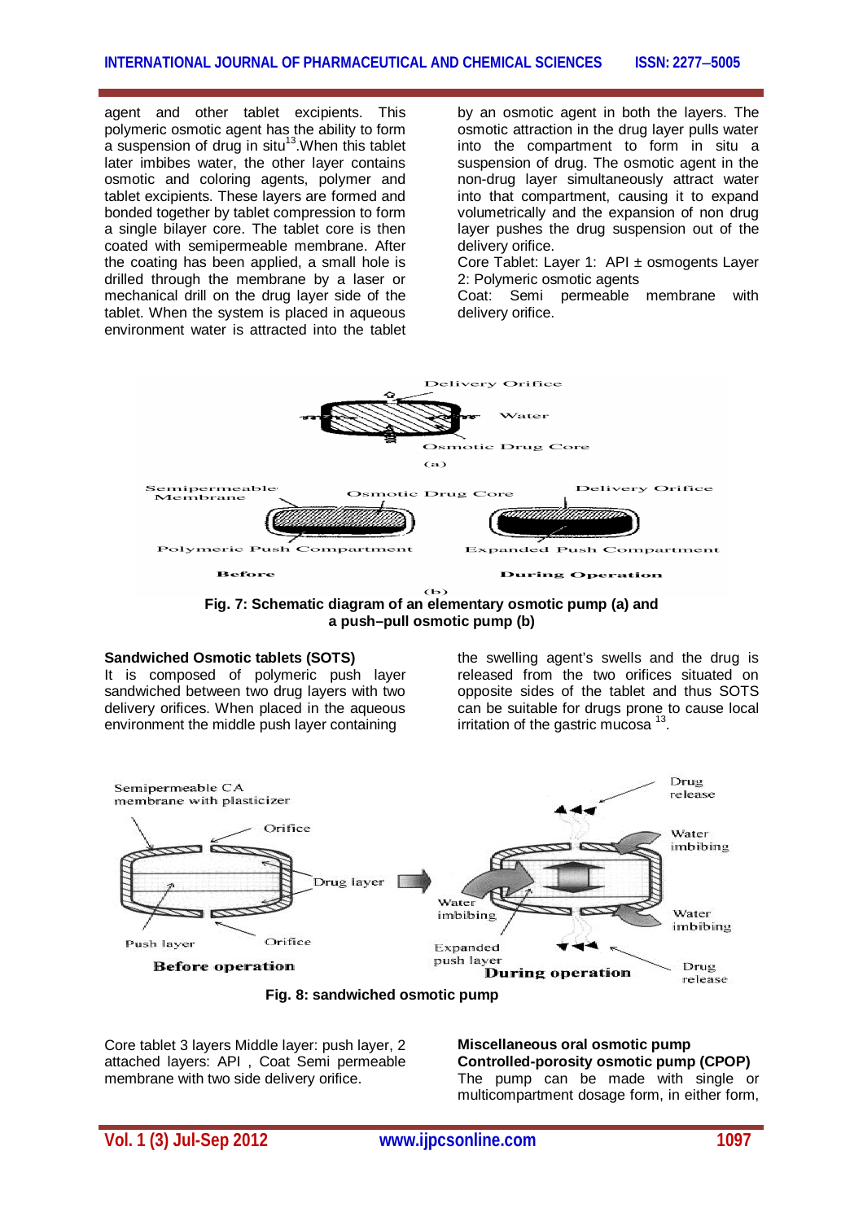agent and other tablet excipients. This polymeric osmotic agent has the ability to form a suspension of drug in situ[13].When this tablet later imbibes water, the other layer contains osmotic and coloring agents, polymer and tablet excipients. These layers are formed and bonded together by tablet compression to form a single bilayer core. The tablet core is then coated with semipermeable membrane. After the coating has been applied, a small hole is drilled through the membrane by a laser or mechanical drill on the drug layer side of the tablet. When the system is placed in aqueous environment water is attracted into the tablet by an osmotic agent in both the layers. The osmotic attraction in the drug layer pulls water into the compartment to form in situ a suspension of drug. The osmotic agent in the non-drug layer simultaneously attract water into that compartment, causing it to expand volumetrically and the expansion of non drug layer pushes the drug suspension out of the delivery orifice.

Core Tablet: Layer 1: API ± osmogents Layer 2: Polymeric osmotic agents

Coat: Semi permeable membrane with delivery orifice.

**Fig. 7: Schematic diagram of an elementary osmotic pump (a) and a push–pull osmotic pump (b)**

**Sandwiched Osmotic tablets (SOTS)**

It is composed of polymeric push layer sandwiched between two drug layers with two delivery orifices. When placed in the aqueous environment the middle push layer containing the swelling agent's swells and the drug is released from the two orifices situated on opposite sides of the tablet and thus SOTS can be suitable for drugs prone to cause local irritation of the gastric mucosa [13].

**Fig. 8: sandwiched osmotic pump**

Core tablet 3 layers Middle layer: push layer, 2 attached layers: API , Coat Semi permeable membrane with two side delivery orifice.

**Miscellaneous oral osmotic pump**

**Controlled-porosity osmotic pump (CPOP)**

The pump can be made with single or multicompartment dosage form, in either form,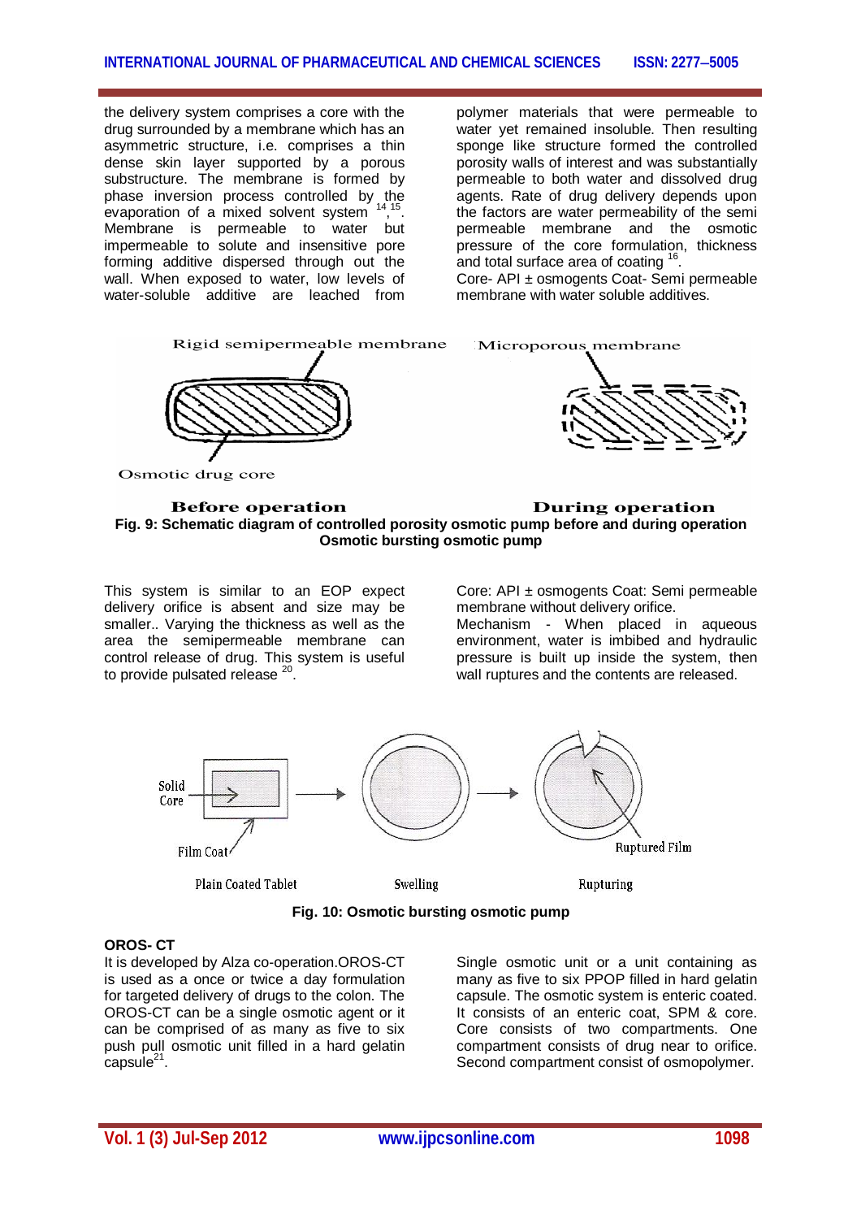the delivery system comprises a core with the drug surrounded by a membrane which has an asymmetric structure, i.e. comprises a thin dense skin layer supported by a porous substructure. The membrane is formed by phase inversion process controlled by the evaporation of a mixed solvent system [14,15]. Membrane is permeable to water but impermeable to solute and insensitive pore forming additive dispersed through out the wall. When exposed to water, low levels of water-soluble additive are leached from polymer materials that were permeable to water yet remained insoluble. Then resulting sponge like structure formed the controlled porosity walls of interest and was substantially permeable to both water and dissolved drug agents. Rate of drug delivery depends upon the factors are water permeability of the semi permeable membrane and the osmotic pressure of the core formulation, thickness and total surface area of coating [16].

Core- API ± osmogents Coat- Semi permeable membrane with water soluble additives.

**Fig. 9: Schematic diagram of controlled porosity osmotic pump before and during operation**

### Osmotic bursting osmotic pump

This system is similar to an EOP expect delivery orifice is absent and size may be smaller.. Varying the thickness as well as the area the semipermeable membrane can control release of drug. This system is useful to provide pulsated release [20].

Core: API ± osmogents Coat: Semi permeable membrane without delivery orifice.

Mechanism - When placed in aqueous environment, water is imbibed and hydraulic pressure is built up inside the system, then wall ruptures and the contents are released.

**Fig. 10: Osmotic bursting osmotic pump**

### OROS- CT

It is developed by Alza co-operation.OROS-CT is used as a once or twice a day formulation for targeted delivery of drugs to the colon. The OROS-CT can be a single osmotic agent or it can be comprised of as many as five to six push pull osmotic unit filled in a hard gelatin capsule[21]. Single osmotic unit or a unit containing as many as five to six PPOP filled in hard gelatin capsule. The osmotic system is enteric coated. It consists of an enteric coat, SPM & core. Core consists of two compartments. One compartment consists of drug near to orifice. Second compartment consist of osmopolymer.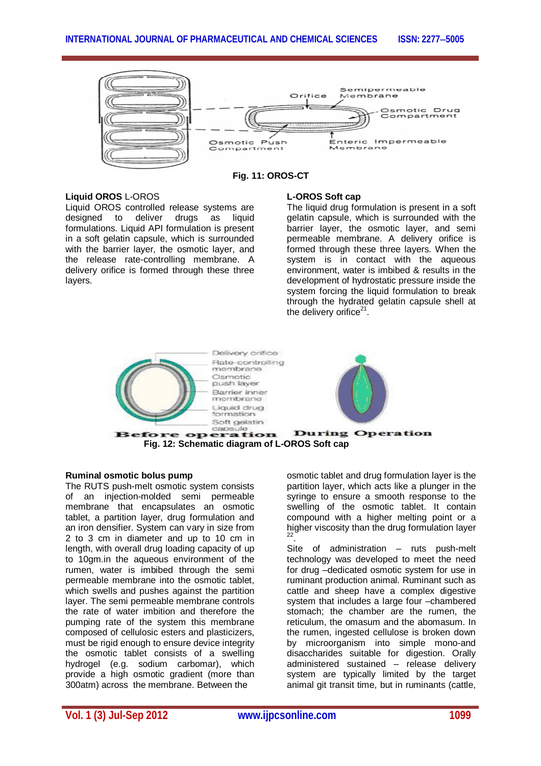Fig. 11: OROS-CT

**Liquid OROS** L-OROS

Liquid OROS controlled release systems are designed to deliver drugs as liquid formulations. Liquid API formulation is present in a soft gelatin capsule, which is surrounded with the barrier layer, the osmotic layer, and the release rate-controlling membrane. A delivery orifice is formed through these three layers.

**L-OROS Soft cap**

The liquid drug formulation is present in a soft gelatin capsule, which is surrounded with the barrier layer, the osmotic layer, and semi permeable membrane. A delivery orifice is formed through these three layers. When the system is in contact with the aqueous environment, water is imbibed & results in the development of hydrostatic pressure inside the system forcing the liquid formulation to break through the hydrated gelatin capsule shell at the delivery orifice[21].

Fig. 12: Schematic diagram of L-OROS Soft cap

**Ruminal osmotic bolus pump**

The RUTS push-melt osmotic system consists of an injection-molded semi permeable membrane that encapsulates an osmotic tablet, a partition layer, drug formulation and an iron densifier. System can vary in size from 2 to 3 cm in diameter and up to 10 cm in length, with overall drug loading capacity of up to 10gm.in the aqueous environment of the rumen, water is imbibed through the semi permeable membrane into the osmotic tablet, which swells and pushes against the partition layer. The semi permeable membrane controls the rate of water imbition and therefore the pumping rate of the system this membrane composed of cellulosic esters and plasticizers, must be rigid enough to ensure device integrity the osmotic tablet consists of a swelling hydrogel (e.g. sodium carbomar), which provide a high osmotic gradient (more than 300atm) across the membrane. Between the osmotic tablet and drug formulation layer is the partition layer, which acts like a plunger in the syringe to ensure a smooth response to the swelling of the osmotic tablet. It contain compound with a higher melting point or a higher viscosity than the drug formulation layer [22].

Site of administration – ruts push-melt technology was developed to meet the need for drug –dedicated osmotic system for use in ruminant production animal. Ruminant such as cattle and sheep have a complex digestive system that includes a large four –chambered stomach; the chamber are the rumen, the reticulum, the omasum and the abomasum. In the rumen, ingested cellulose is broken down by microorganism into simple mono-and disaccharides suitable for digestion. Orally administered sustained – release delivery system are typically limited by the target animal git transit time, but in ruminants (cattle,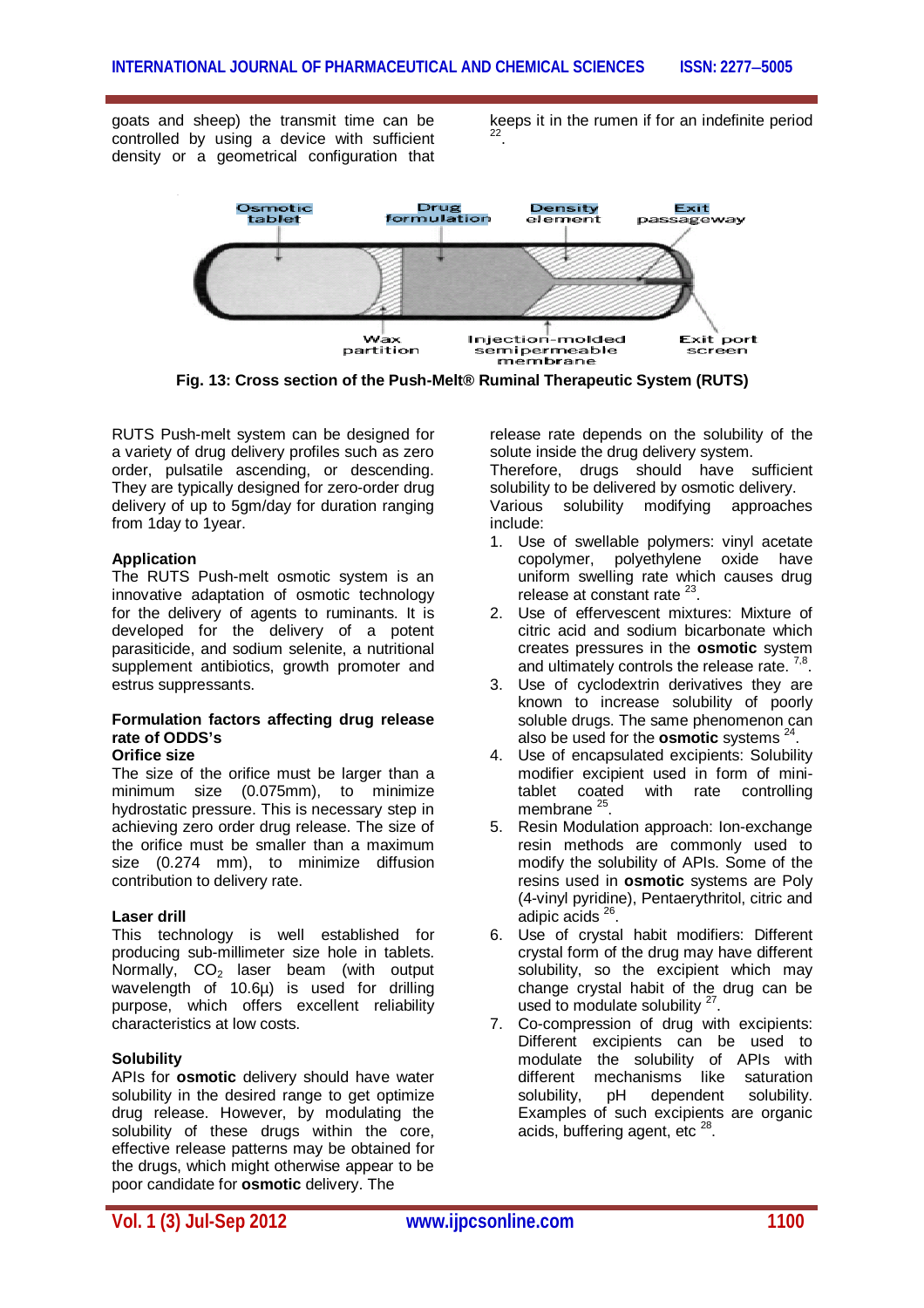goats and sheep) the transmit time can be controlled by using a device with sufficient density or a geometrical configuration that keeps it in the rumen if for an indefinite period [22].

Fig. 13: Cross section of the Push-Melt® Ruminal Therapeutic System (RUTS)

RUTS Push-melt system can be designed for a variety of drug delivery profiles such as zero order, pulsatile ascending, or descending. They are typically designed for zero-order drug delivery of up to 5gm/day for duration ranging from 1day to 1year.

### Application

The RUTS Push-melt osmotic system is an innovative adaptation of osmotic technology for the delivery of agents to ruminants. It is developed for the delivery of a potent parasiticide, and sodium selenite, a nutritional supplement antibiotics, growth promoter and estrus suppressants.

### Formulation factors affecting drug release rate of ODDS's

#### Orifice size

The size of the orifice must be larger than a minimum size (0.075mm), to minimize hydrostatic pressure. This is necessary step in achieving zero order drug release. The size of the orifice must be smaller than a maximum size (0.274 mm), to minimize diffusion contribution to delivery rate.

#### Laser drill

This technology is well established for producing sub-millimeter size hole in tablets. Normally, $CO_2$ laser beam (with output wavelength of 10.6µ) is used for drilling purpose, which offers excellent reliability characteristics at low costs.

#### Solubility

APIs for **osmotic** delivery should have water solubility in the desired range to get optimize drug release. However, by modulating the solubility of these drugs within the core, effective release patterns may be obtained for the drugs, which might otherwise appear to be poor candidate for **osmotic** delivery. The release rate depends on the solubility of the solute inside the drug delivery system.

Therefore, drugs should have sufficient solubility to be delivered by osmotic delivery.

Various solubility modifying approaches include:

1. Use of swellable polymers: vinyl acetate copolymer, polyethylene oxide have uniform swelling rate which causes drug release at constant rate [23].
2. Use of effervescent mixtures: Mixture of citric acid and sodium bicarbonate which creates pressures in the **osmotic** system and ultimately controls the release rate. [7,8].
3. Use of cyclodextrin derivatives they are known to increase solubility of poorly soluble drugs. The same phenomenon can also be used for the **osmotic** systems [24].
4. Use of encapsulated excipients: Solubility modifier excipient used in form of mini-tablet coated with rate controlling membrane [25].
5. Resin Modulation approach: Ion-exchange resin methods are commonly used to modify the solubility of APIs. Some of the resins used in **osmotic** systems are Poly (4-vinyl pyridine), Pentaerythritol, citric and adipic acids [26].
6. Use of crystal habit modifiers: Different crystal form of the drug may have different solubility, so the excipient which may change crystal habit of the drug can be used to modulate solubility [27].
7. Co-compression of drug with excipients: Different excipients can be used to modulate the solubility of APIs with different mechanisms like saturation solubility, pH dependent solubility. Examples of such excipients are organic acids, buffering agent, etc [28].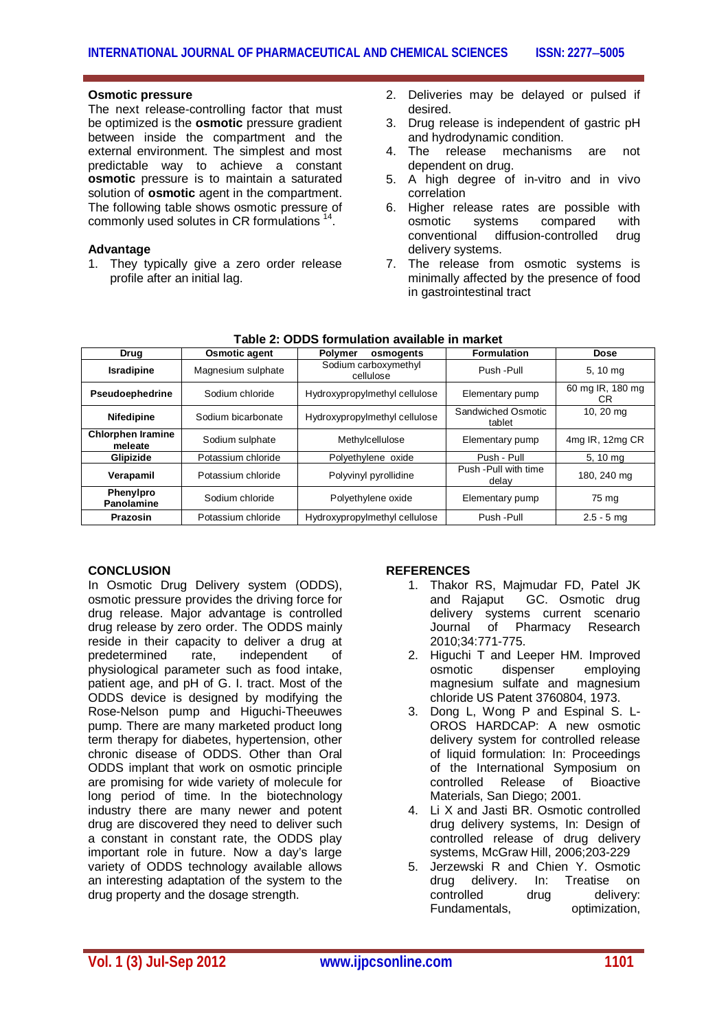### Osmotic pressure

The next release-controlling factor that must be optimized is the **osmotic** pressure gradient between inside the compartment and the external environment. The simplest and most predictable way to achieve a constant **osmotic** pressure is to maintain a saturated solution of **osmotic** agent in the compartment. The following table shows osmotic pressure of commonly used solutes in CR formulations [14].

### Advantage

1. They typically give a zero order release profile after an initial lag.
2. Deliveries may be delayed or pulsed if desired.
3. Drug release is independent of gastric pH and hydrodynamic condition.
4. The release mechanisms are not dependent on drug.
5. A high degree of in-vitro and in vivo correlation
6. Higher release rates are possible with osmotic systems compared with conventional diffusion-controlled drug delivery systems.
7. The release from osmotic systems is minimally affected by the presence of food in gastrointestinal tract

**Table 2: ODDS formulation available in market**

| Drug | Osmotic agent | Polymer osmogents | Formulation | Dose |
|---|---|---|---|---|
| **Isradipine** | Magnesium sulphate | Sodium carboxymethyl cellulose | Push -Pull | 5, 10 mg |
| **Pseudoephedrine** | Sodium chloride | Hydroxypropylmethyl cellulose | Elementary pump | 60 mg IR, 180 mg CR |
| **Nifedipine** | Sodium bicarbonate | Hydroxypropylmethyl cellulose | Sandwiched Osmotic tablet | 10, 20 mg |
| **Chlorphen Iramine meleate** | Sodium sulphate | Methylcellulose | Elementary pump | 4mg IR, 12mg CR |
| **Glipizide** | Potassium chloride | Polyethylene oxide | Push - Pull | 5, 10 mg |
| **Verapamil** | Potassium chloride | Polyvinyl pyrollidine | Push -Pull with time delay | 180, 240 mg |
| **Phenylpro Panolamine** | Sodium chloride | Polyethylene oxide | Elementary pump | 75 mg |
| **Prazosin** | Potassium chloride | Hydroxypropylmethyl cellulose | Push -Pull | 2.5 - 5 mg |

## CONCLUSION

In Osmotic Drug Delivery system (ODDS), osmotic pressure provides the driving force for drug release. Major advantage is controlled drug release by zero order. The ODDS mainly reside in their capacity to deliver a drug at predetermined rate, independent of physiological parameter such as food intake, patient age, and pH of G. I. tract. Most of the ODDS device is designed by modifying the Rose-Nelson pump and Higuchi-Theeuwes pump. There are many marketed product long term therapy for diabetes, hypertension, other chronic disease of ODDS. Other than Oral ODDS implant that work on osmotic principle are promising for wide variety of molecule for long period of time. In the biotechnology industry there are many newer and potent drug are discovered they need to deliver such a constant in constant rate, the ODDS play important role in future. Now a day's large variety of ODDS technology available allows an interesting adaptation of the system to the drug property and the dosage strength.

## REFERENCES

1. Thakor RS, Majmudar FD, Patel JK and Rajaput GC. Osmotic drug delivery systems current scenario Journal of Pharmacy Research 2010;34:771-775.
2. Higuchi T and Leeper HM. Improved osmotic dispenser employing magnesium sulfate and magnesium chloride US Patent 3760804, 1973.
3. Dong L, Wong P and Espinal S. L-OROS HARDCAP: A new osmotic delivery system for controlled release of liquid formulation: In: Proceedings of the International Symposium on controlled Release of Bioactive Materials, San Diego; 2001.
4. Li X and Jasti BR. Osmotic controlled drug delivery systems, In: Design of controlled release of drug delivery systems, McGraw Hill, 2006;203-229
5. Jerzewski R and Chien Y. Osmotic drug delivery. In: Treatise on controlled drug delivery: Fundamentals, optimization,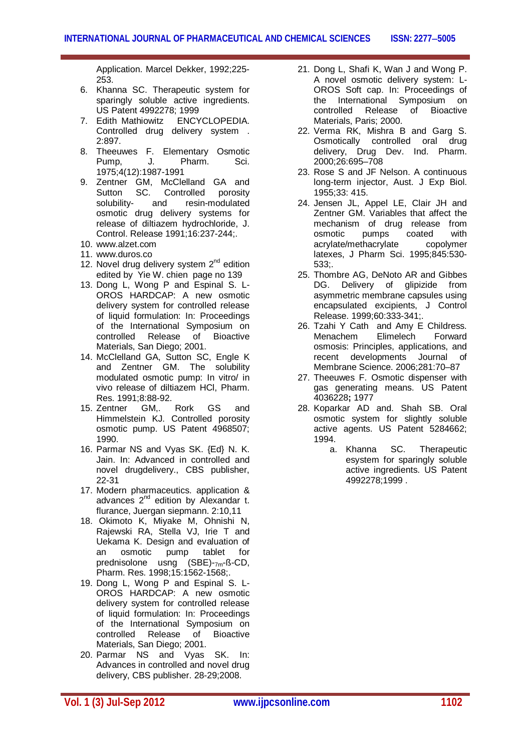Application. Marcel Dekker, 1992;225-253.

6. Khanna SC. Therapeutic system for sparingly soluble active ingredients. US Patent 4992278; 1999
7. Edith Mathiowitz ENCYCLOPEDIA. Controlled drug delivery system . 2:897.
8. Theeuwes F. Elementary Osmotic Pump, J. Pharm. Sci. 1975;4(12):1987-1991
9. Zentner GM, McClelland GA and Sutton SC. Controlled porosity solubility- and resin-modulated osmotic drug delivery systems for release of diltiazem hydrochloride, J. Control. Release 1991;16:237-244;.
10. www.alzet.com
11. www.duros.co
12. Novel drug delivery system 2nd edition edited by Yie W. chien page no 139
13. Dong L, Wong P and Espinal S. L-OROS HARDCAP: A new osmotic delivery system for controlled release of liquid formulation: In: Proceedings of the International Symposium on controlled Release of Bioactive Materials, San Diego; 2001.
14. McClelland GA, Sutton SC, Engle K and Zentner GM. The solubility modulated osmotic pump: In vitro/ in vivo release of diltiazem HCl, Pharm. Res. 1991;8:88-92.
15. Zentner GM,. Rork GS and Himmelstein KJ. Controlled porosity osmotic pump. US Patent 4968507; 1990.
16. Parmar NS and Vyas SK. {Ed} N. K. Jain. In: Advanced in controlled and novel drugdelivery., CBS publisher, 22-31
17. Modern pharmaceutics. application & advances 2nd edition by Alexandar t. flurance, Juergan siepmann. 2:10,11
18. Okimoto K, Miyake M, Ohnishi N, Rajewski RA, Stella VJ, Irie T and Uekama K. Design and evaluation of an osmotic pump tablet for prednisolone usng $(SBE)_{7m}$-ß-CD, Pharm. Res. 1998;15:1562-1568;.
19. Dong L, Wong P and Espinal S. L-OROS HARDCAP: A new osmotic delivery system for controlled release of liquid formulation: In: Proceedings of the International Symposium on controlled Release of Bioactive Materials, San Diego; 2001.
20. Parmar NS and Vyas SK. In: Advances in controlled and novel drug delivery, CBS publisher. 28-29;2008.
21. Dong L, Shafi K, Wan J and Wong P. A novel osmotic delivery system: L-OROS Soft cap. In: Proceedings of the International Symposium on controlled Release of Bioactive Materials, Paris; 2000.
22. Verma RK, Mishra B and Garg S. Osmotically controlled oral drug delivery, Drug Dev. Ind. Pharm. 2000;26:695–708
23. Rose S and JF Nelson. A continuous long-term injector, Aust. J Exp Biol. 1955;33: 415.
24. Jensen JL, Appel LE, Clair JH and Zentner GM. Variables that affect the mechanism of drug release from osmotic pumps coated with acrylate/methacrylate copolymer latexes, J Pharm Sci. 1995;845:530-533;.
25. Thombre AG, DeNoto AR and Gibbes DG. Delivery of glipizide from asymmetric membrane capsules using encapsulated excipients, J Control Release. 1999;60:333-341;.
26. Tzahi Y Cath and Amy E Childress. Menachem Elimelech Forward osmosis: Principles, applications, and recent developments Journal of Membrane Science. 2006;281:70–87
27. Theeuwes F. Osmotic dispenser with gas generating means. US Patent 4036228**;** 1977
28. Koparkar AD and. Shah SB. Oral osmotic system for slightly soluble active agents. US Patent 5284662; 1994.
    a. Khanna SC. Therapeutic esystem for sparingly soluble active ingredients. US Patent 4992278;1999 .